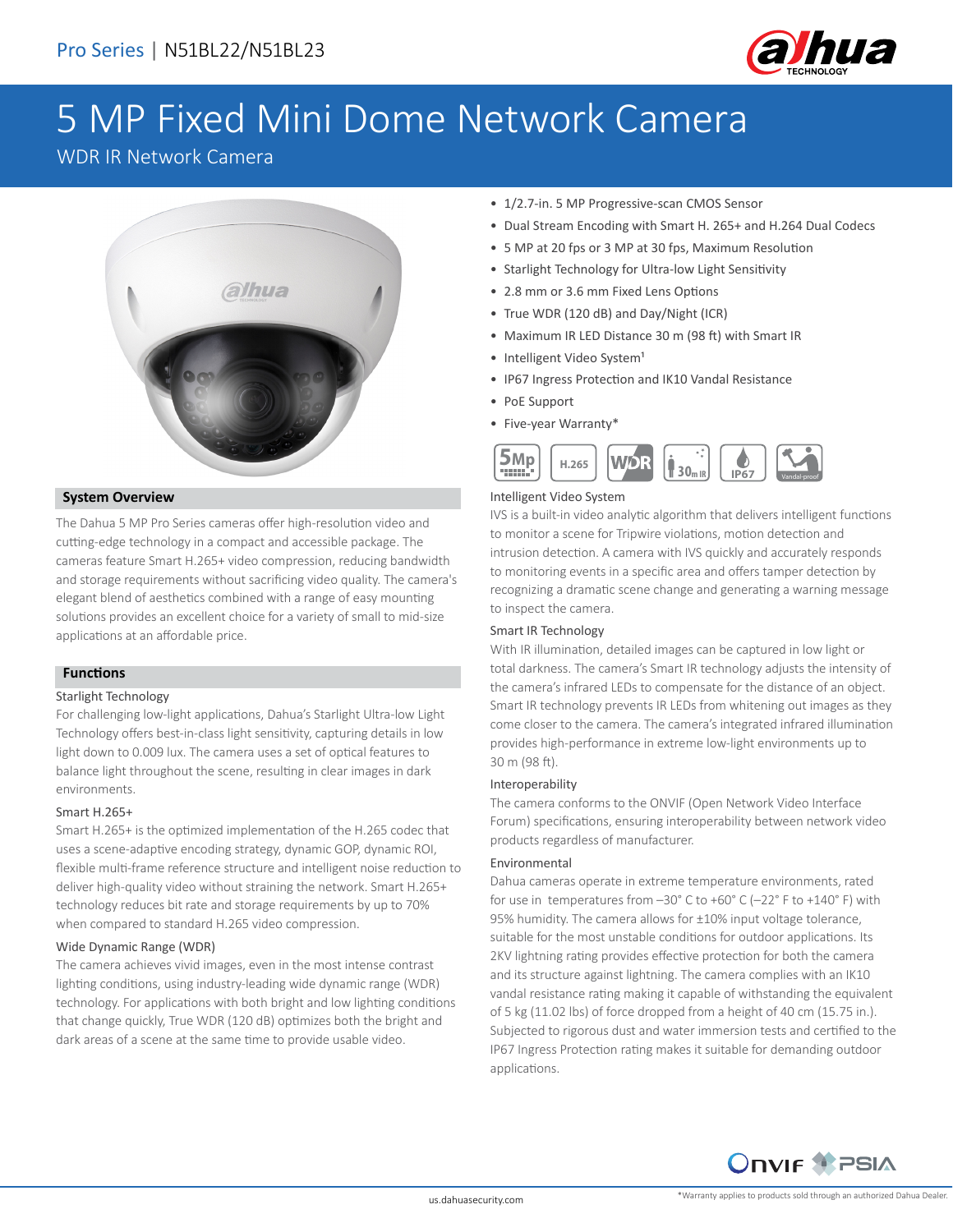Pro Series | N51BL22/N51BL23

# 5 MP Fixed Mini Dome Network Camera

WDR IR Network Camera

- 1/2.7-in. 5 MP Progressive-scan CMOS Sensor
- Dual Stream Encoding with Smart H. 265+ and H.264 Dual Codecs
- 5 MP at 20 fps or 3 MP at 30 fps, Maximum Resolution
- Starlight Technology for Ultra-low Light Sensitivity
- 2.8 mm or 3.6 mm Fixed Lens Options
- True WDR (120 dB) and Day/Night (ICR)
- Maximum IR LED Distance 30 m (98 ft) with Smart IR
- Intelligent Video System[1]
- IP67 Ingress Protection and IK10 Vandal Resistance
- PoE Support
- Five-year Warranty*

## System Overview

The Dahua 5 MP Pro Series cameras offer high-resolution video and cutting-edge technology in a compact and accessible package. The cameras feature Smart H.265+ video compression, reducing bandwidth and storage requirements without sacrificing video quality. The camera's elegant blend of aesthetics combined with a range of easy mounting solutions provides an excellent choice for a variety of small to mid-size applications at an affordable price.

## Functions

### Starlight Technology

For challenging low-light applications, Dahua's Starlight Ultra-low Light Technology offers best-in-class light sensitivity, capturing details in low light down to 0.009 lux. The camera uses a set of optical features to balance light throughout the scene, resulting in clear images in dark environments.

### Smart H.265+

Smart H.265+ is the optimized implementation of the H.265 codec that uses a scene-adaptive encoding strategy, dynamic GOP, dynamic ROI, flexible multi-frame reference structure and intelligent noise reduction to deliver high-quality video without straining the network. Smart H.265+ technology reduces bit rate and storage requirements by up to 70% when compared to standard H.265 video compression.

### Wide Dynamic Range (WDR)

The camera achieves vivid images, even in the most intense contrast lighting conditions, using industry-leading wide dynamic range (WDR) technology. For applications with both bright and low lighting conditions that change quickly, True WDR (120 dB) optimizes both the bright and dark areas of a scene at the same time to provide usable video.

### Intelligent Video System

IVS is a built-in video analytic algorithm that delivers intelligent functions to monitor a scene for Tripwire violations, motion detection and intrusion detection. A camera with IVS quickly and accurately responds to monitoring events in a specific area and offers tamper detection by recognizing a dramatic scene change and generating a warning message to inspect the camera.

### Smart IR Technology

With IR illumination, detailed images can be captured in low light or total darkness. The camera's Smart IR technology adjusts the intensity of the camera's infrared LEDs to compensate for the distance of an object. Smart IR technology prevents IR LEDs from whitening out images as they come closer to the camera. The camera's integrated infrared illumination provides high-performance in extreme low-light environments up to 30 m (98 ft).

### Interoperability

The camera conforms to the ONVIF (Open Network Video Interface Forum) specifications, ensuring interoperability between network video products regardless of manufacturer.

### Environmental

Dahua cameras operate in extreme temperature environments, rated for use in temperatures from –30° C to +60° C (–22° F to +140° F) with 95% humidity. The camera allows for ±10% input voltage tolerance, suitable for the most unstable conditions for outdoor applications. Its 2KV lightning rating provides effective protection for both the camera and its structure against lightning. The camera complies with an IK10 vandal resistance rating making it capable of withstanding the equivalent of 5 kg (11.02 lbs) of force dropped from a height of 40 cm (15.75 in.). Subjected to rigorous dust and water immersion tests and certified to the IP67 Ingress Protection rating makes it suitable for demanding outdoor applications.

*Warranty applies to products sold through an authorized Dahua Dealer.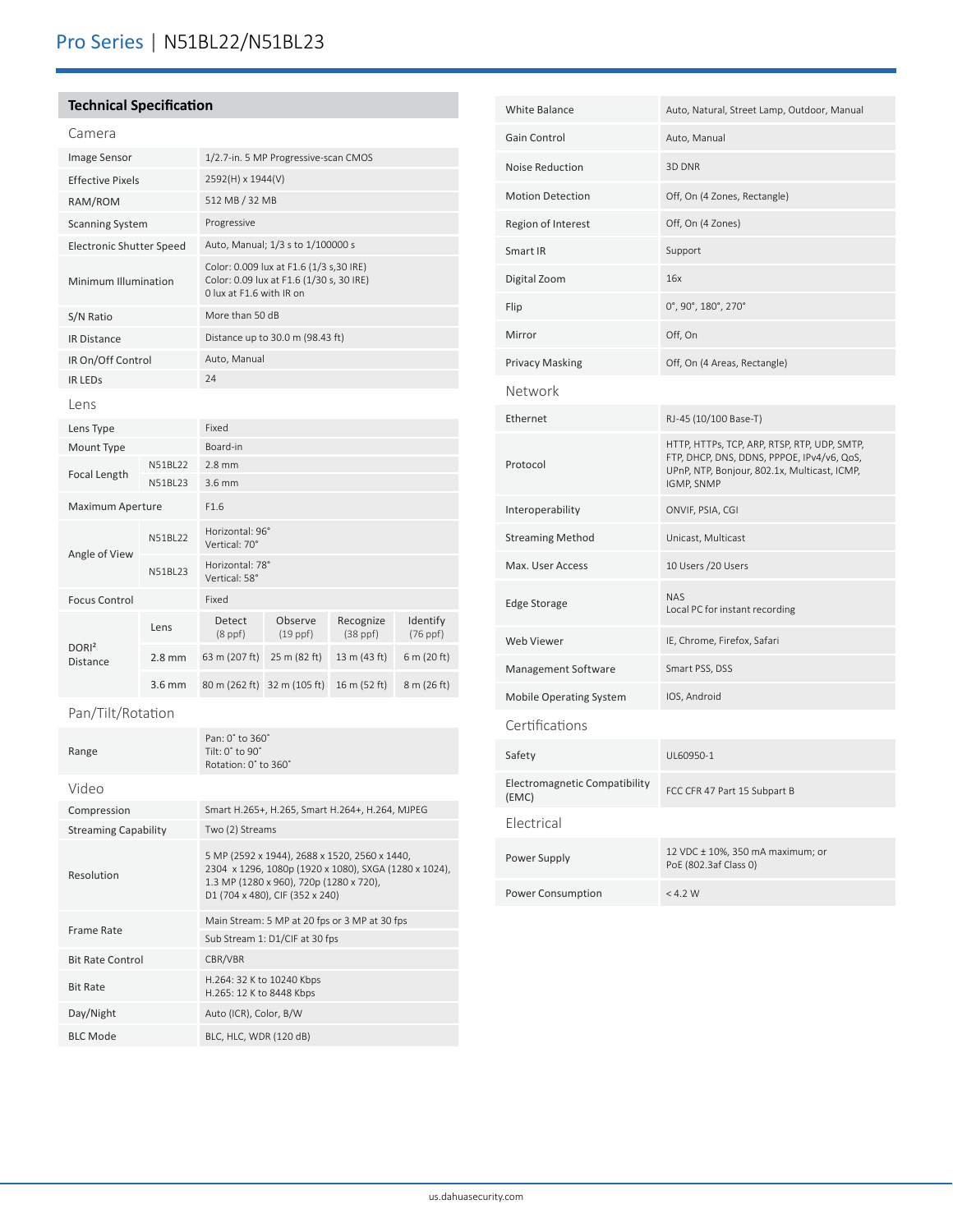## Technical Specification

### Camera

| | |
|---|---|
| Image Sensor | 1/2.7-in. 5 MP Progressive-scan CMOS |
| Effective Pixels | 2592(H) x 1944(V) |
| RAM/ROM | 512 MB / 32 MB |
| Scanning System | Progressive |
| Electronic Shutter Speed | Auto, Manual; 1/3 s to 1/100000 s |
| Minimum Illumination | Color: 0.009 lux at F1.6 (1/3 s,30 IRE)<br>Color: 0.09 lux at F1.6 (1/30 s, 30 IRE)<br>0 lux at F1.6 with IR on |
| S/N Ratio | More than 50 dB |
| IR Distance | Distance up to 30.0 m (98.43 ft) |
| IR On/Off Control | Auto, Manual |
| IR LEDs | 24 |

### Lens

| | | | | | |
|---|---|---|---|---|---|
| Lens Type | | Fixed | | | |
| Mount Type | | Board-in | | | |
| Focal Length | N51BL22 | 2.8 mm | | | |
| | N51BL23 | 3.6 mm | | | |
| Maximum Aperture | | F1.6 | | | |
| Angle of View | N51BL22 | Horizontal: 96°<br>Vertical: 70° | | | |
| | N51BL23 | Horizontal: 78°<br>Vertical: 58° | | | |
| Focus Control | | Fixed | | | |
| DORI[2] Distance | Lens | Detect (8 ppf) | Observe (19 ppf) | Recognize (38 ppf) | Identify (76 ppf) |
| | 2.8 mm | 63 m (207 ft) | 25 m (82 ft) | 13 m (43 ft) | 6 m (20 ft) |
| | 3.6 mm | 80 m (262 ft) | 32 m (105 ft) | 16 m (52 ft) | 8 m (26 ft) |

### Pan/Tilt/Rotation

| | |
|---|---|
| Range | Pan: 0° to 360°<br>Tilt: 0° to 90°<br>Rotation: 0° to 360° |

### Video

| | |
|---|---|
| Compression | Smart H.265+, H.265, Smart H.264+, H.264, MJPEG |
| Streaming Capability | Two (2) Streams |
| Resolution | 5 MP (2592 x 1944), 2688 x 1520, 2560 x 1440, 2304 x 1296, 1080p (1920 x 1080), SXGA (1280 x 1024), 1.3 MP (1280 x 960), 720p (1280 x 720), D1 (704 x 480), CIF (352 x 240) |
| Frame Rate | Main Stream: 5 MP at 20 fps or 3 MP at 30 fps |
| | Sub Stream 1: D1/CIF at 30 fps |
| Bit Rate Control | CBR/VBR |
| Bit Rate | H.264: 32 K to 10240 Kbps<br>H.265: 12 K to 8448 Kbps |
| Day/Night | Auto (ICR), Color, B/W |
| BLC Mode | BLC, HLC, WDR (120 dB) |
| White Balance | Auto, Natural, Street Lamp, Outdoor, Manual |
| Gain Control | Auto, Manual |
| Noise Reduction | 3D DNR |
| Motion Detection | Off, On (4 Zones, Rectangle) |
| Region of Interest | Off, On (4 Zones) |
| Smart IR | Support |
| Digital Zoom | 16x |
| Flip | 0°, 90°, 180°, 270° |
| Mirror | Off, On |
| Privacy Masking | Off, On (4 Areas, Rectangle) |

### Network

| | |
|---|---|
| Ethernet | RJ-45 (10/100 Base-T) |
| Protocol | HTTP, HTTPs, TCP, ARP, RTSP, RTP, UDP, SMTP, FTP, DHCP, DNS, DDNS, PPPOE, IPv4/v6, QoS, UPnP, NTP, Bonjour, 802.1x, Multicast, ICMP, IGMP, SNMP |
| Interoperability | ONVIF, PSIA, CGI |
| Streaming Method | Unicast, Multicast |
| Max. User Access | 10 Users /20 Users |
| Edge Storage | NAS<br>Local PC for instant recording |
| Web Viewer | IE, Chrome, Firefox, Safari |
| Management Software | Smart PSS, DSS |
| Mobile Operating System | IOS, Android |

### Certifications

| | |
|---|---|
| Safety | UL60950-1 |
| Electromagnetic Compatibility (EMC) | FCC CFR 47 Part 15 Subpart B |

### Electrical

| | |
|---|---|
| Power Supply | 12 VDC ± 10%, 350 mA maximum; or PoE (802.3af Class 0) |
| Power Consumption | < 4.2 W |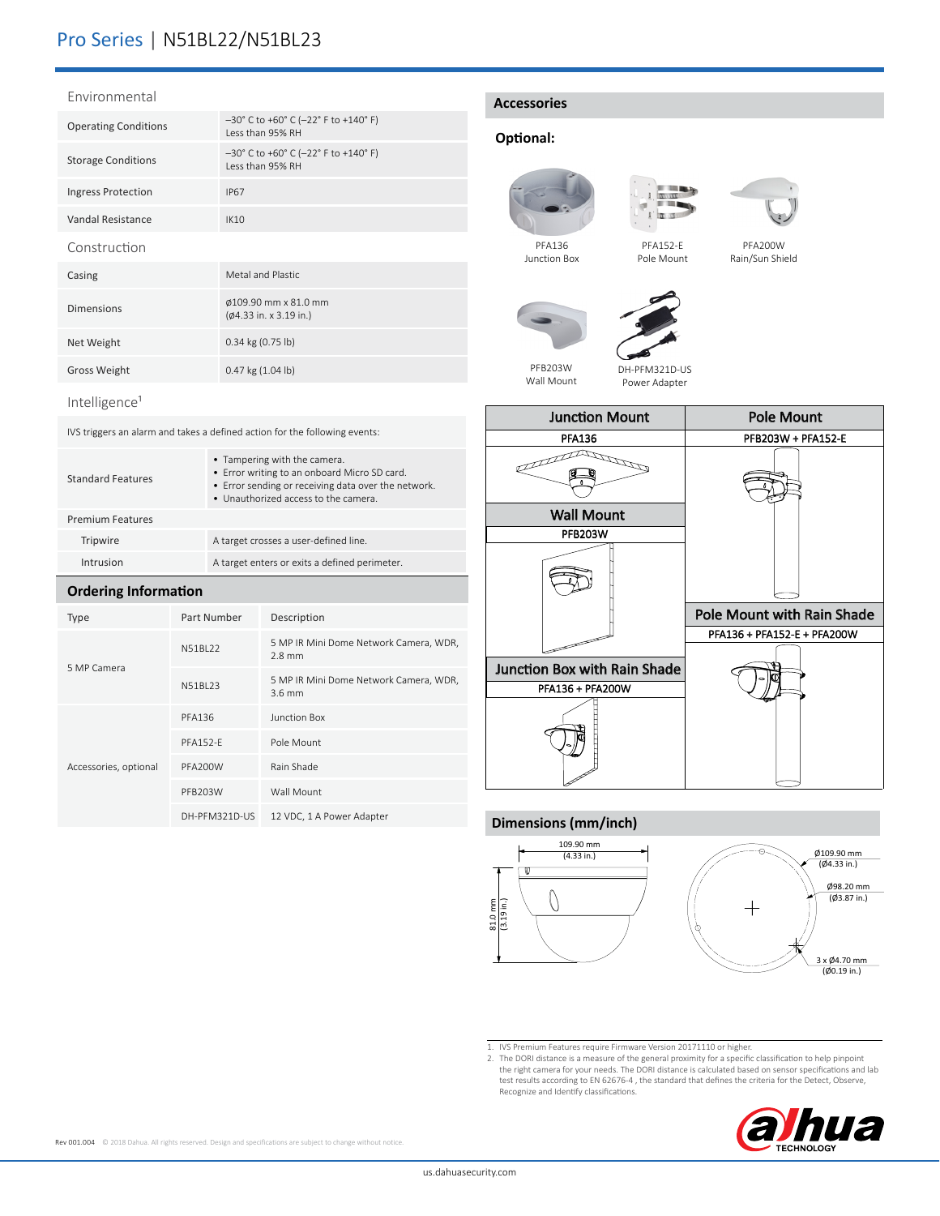# Pro Series | N51BL22/N51BL23

## Environmental

| | |
|---|---|
| Operating Conditions | –30° C to +60° C (–22° F to +140° F) Less than 95% RH |
| Storage Conditions | –30° C to +60° C (–22° F to +140° F) Less than 95% RH |
| Ingress Protection | IP67 |
| Vandal Resistance | IK10 |

## Construction

| | |
|---|---|
| Casing | Metal and Plastic |
| Dimensions | ø109.90 mm x 81.0 mm (ø4.33 in. x 3.19 in.) |
| Net Weight | 0.34 kg (0.75 lb) |
| Gross Weight | 0.47 kg (1.04 lb) |

## Intelligence[1]

IVS triggers an alarm and takes a defined action for the following events:

| | |
|---|---|
| Standard Features | • Tampering with the camera.<br>• Error writing to an onboard Micro SD card.<br>• Error sending or receiving data over the network.<br>• Unauthorized access to the camera. |
| Premium Features | |
| Tripwire | A target crosses a user-defined line. |
| Intrusion | A target enters or exits a defined perimeter. |

## Ordering Information

| Type | Part Number | Description |
|---|---|---|
| 5 MP Camera | N51BL22 | 5 MP IR Mini Dome Network Camera, WDR, 2.8 mm |
| | N51BL23 | 5 MP IR Mini Dome Network Camera, WDR, 3.6 mm |
| Accessories, optional | PFA136 | Junction Box |
| | PFA152-E | Pole Mount |
| | PFA200W | Rain Shade |
| | PFB203W | Wall Mount |
| | DH-PFM321D-US | 12 VDC, 1 A Power Adapter |

## Accessories

### Optional:

PFA136
Junction Box

PFA152-E
Pole Mount

PFA200W
Rain/Sun Shield

PFB203W
Wall Mount

DH-PFM321D-US
Power Adapter

Junction Mount
PFA136

Pole Mount
PFB203W + PFA152-E

Wall Mount
PFB203W

Pole Mount with Rain Shade
PFA136 + PFA152-E + PFA200W

Junction Box with Rain Shade
PFA136 + PFA200W

## Dimensions (mm/inch)

109.90 mm
(4.33 in.)

81.0 mm
(3.19 in.)

Ø109.90 mm
(Ø4.33 in.)

Ø98.20 mm
(Ø3.87 in.)

3 x Ø4.70 mm
(Ø0.19 in.)

1. IVS Premium Features require Firmware Version 20171110 or higher.
2. The DORI distance is a measure of the general proximity for a specific classification to help pinpoint the right camera for your needs. The DORI distance is calculated based on sensor specifications and lab test results according to EN 62676-4 , the standard that defines the criteria for the Detect, Observe, Recognize and Identify classifications.

Rev 001.004 © 2018 Dahua. All rights reserved. Design and specifications are subject to change without notice.

us.dahuasecurity.com